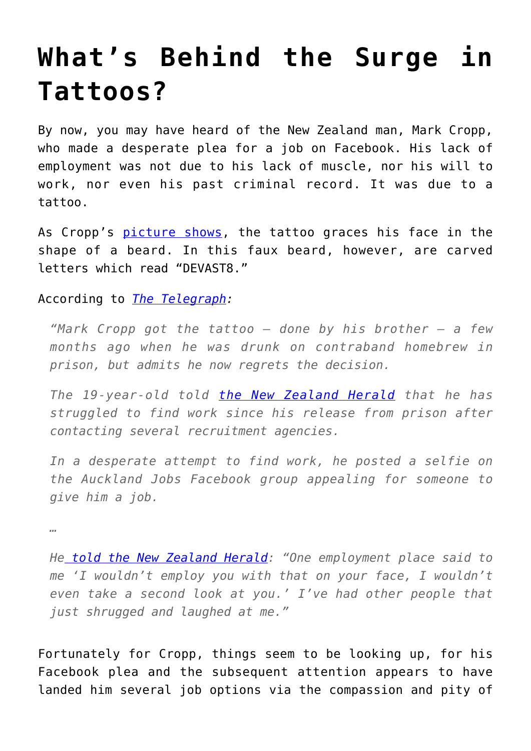# What's Behind the Surge in Tattoos?

By now, you may have heard of the New Zealand man, Mark Cropp, who made a desperate plea for a job on Facebook. His lack of employment was not due to his lack of muscle, nor his will to work, nor even his past criminal record. It was due to a tattoo.

As Cropp's [picture shows](), the tattoo graces his face in the shape of a beard. In this faux beard, however, are carved letters which read "DEVAST8."

According to [*The Telegraph*]():

> *"Mark Cropp got the tattoo – done by his brother – a few months ago when he was drunk on contraband homebrew in prison, but admits he now regrets the decision.*
>
> *The 19-year-old told [the New Zealand Herald]() that he has struggled to find work since his release from prison after contacting several recruitment agencies.*
>
> *In a desperate attempt to find work, he posted a selfie on the Auckland Jobs Facebook group appealing for someone to give him a job.*
>
> *…*
>
> *He [told the New Zealand Herald](): "One employment place said to me 'I wouldn't employ you with that on your face, I wouldn't even take a second look at you.' I've had other people that just shrugged and laughed at me."*

Fortunately for Cropp, things seem to be looking up, for his Facebook plea and the subsequent attention appears to have landed him several job options via the compassion and pity of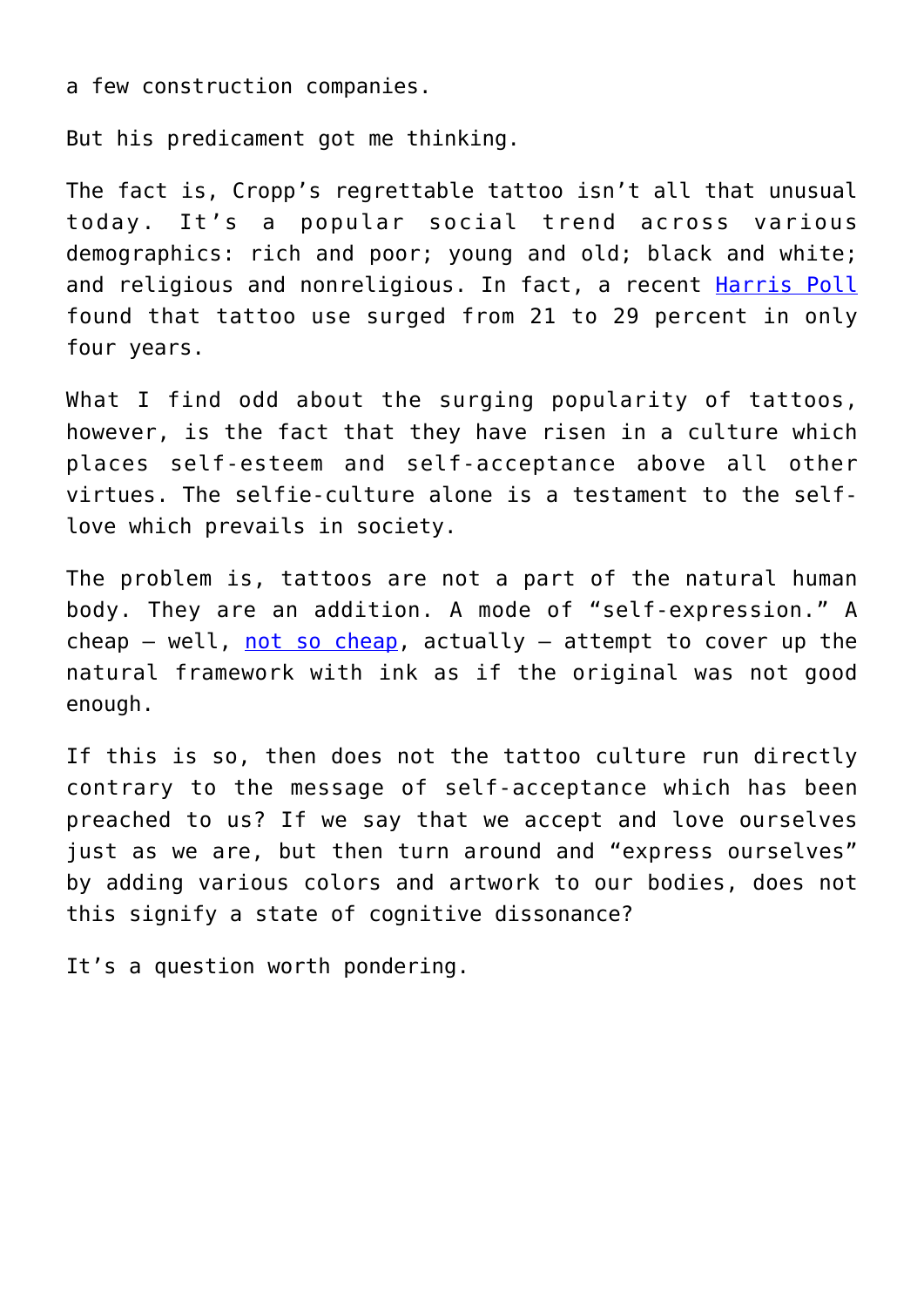a few construction companies.

But his predicament got me thinking.

The fact is, Cropp's regrettable tattoo isn't all that unusual today. It's a popular social trend across various demographics: rich and poor; young and old; black and white; and religious and nonreligious. In fact, a recent Harris Poll found that tattoo use surged from 21 to 29 percent in only four years.

What I find odd about the surging popularity of tattoos, however, is the fact that they have risen in a culture which places self-esteem and self-acceptance above all other virtues. The selfie-culture alone is a testament to the self-love which prevails in society.

The problem is, tattoos are not a part of the natural human body. They are an addition. A mode of "self-expression." A cheap – well, not so cheap, actually – attempt to cover up the natural framework with ink as if the original was not good enough.

If this is so, then does not the tattoo culture run directly contrary to the message of self-acceptance which has been preached to us? If we say that we accept and love ourselves just as we are, but then turn around and "express ourselves" by adding various colors and artwork to our bodies, does not this signify a state of cognitive dissonance?

It's a question worth pondering.